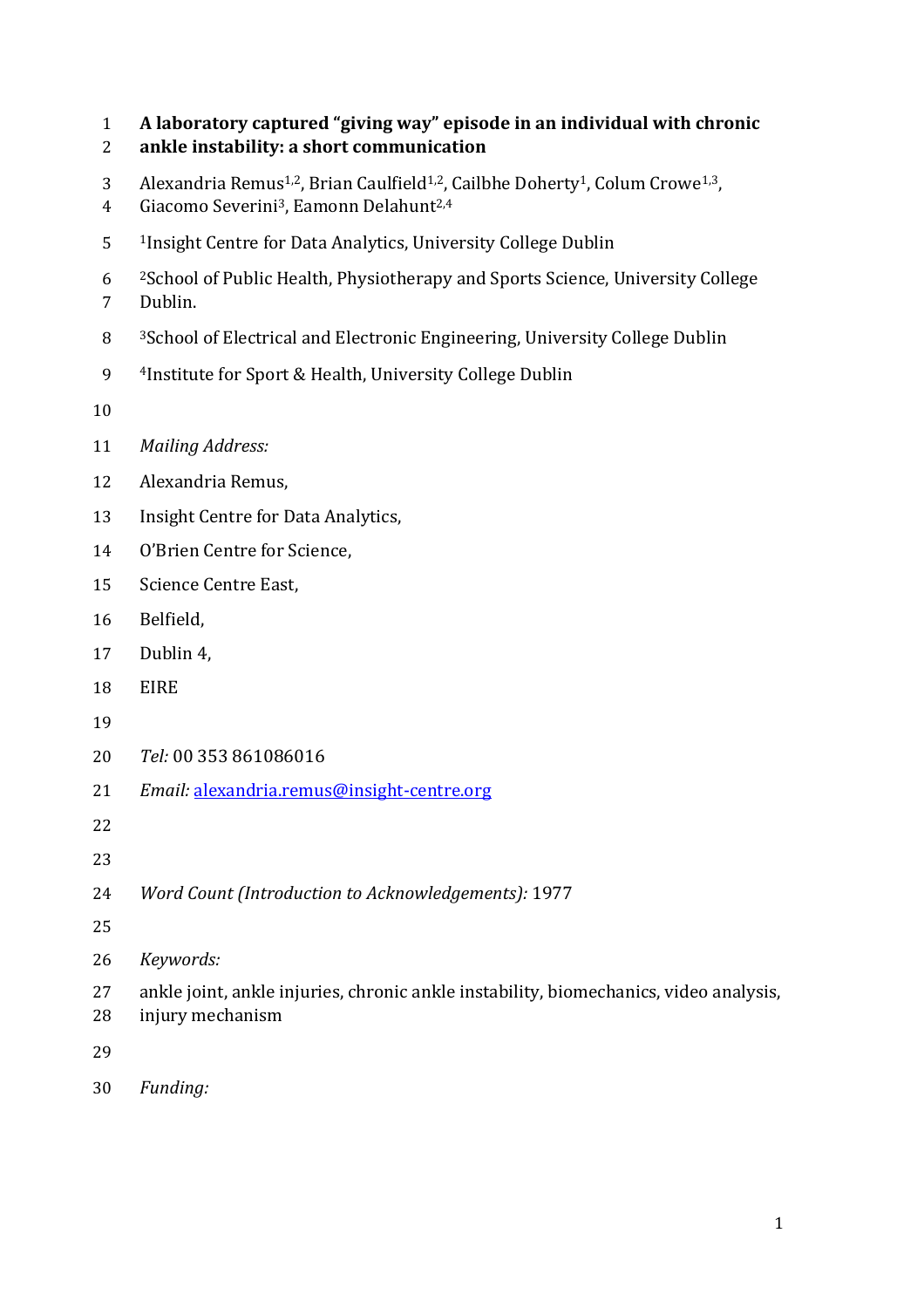# A laboratory captured "giving way" episode in an individual with chronic ankle instability: a short communication

Alexandria Remus[1,2], Brian Caulfield[1,2], Cailbhe Doherty[1], Colum Crowe[1,3], Giacomo Severini[3], Eamonn Delahunt[2,4]

[1]Insight Centre for Data Analytics, University College Dublin

[2]School of Public Health, Physiotherapy and Sports Science, University College Dublin.

[3]School of Electrical and Electronic Engineering, University College Dublin

[4]Institute for Sport & Health, University College Dublin

*Mailing Address:*

Alexandria Remus,

Insight Centre for Data Analytics,

O'Brien Centre for Science,

Science Centre East,

Belfield,

Dublin 4,

EIRE

*Tel:* 00 353 861086016

*Email:* alexandria.remus@insight-centre.org

*Word Count (Introduction to Acknowledgements):* 1977

*Keywords:*

ankle joint, ankle injuries, chronic ankle instability, biomechanics, video analysis, injury mechanism

*Funding:*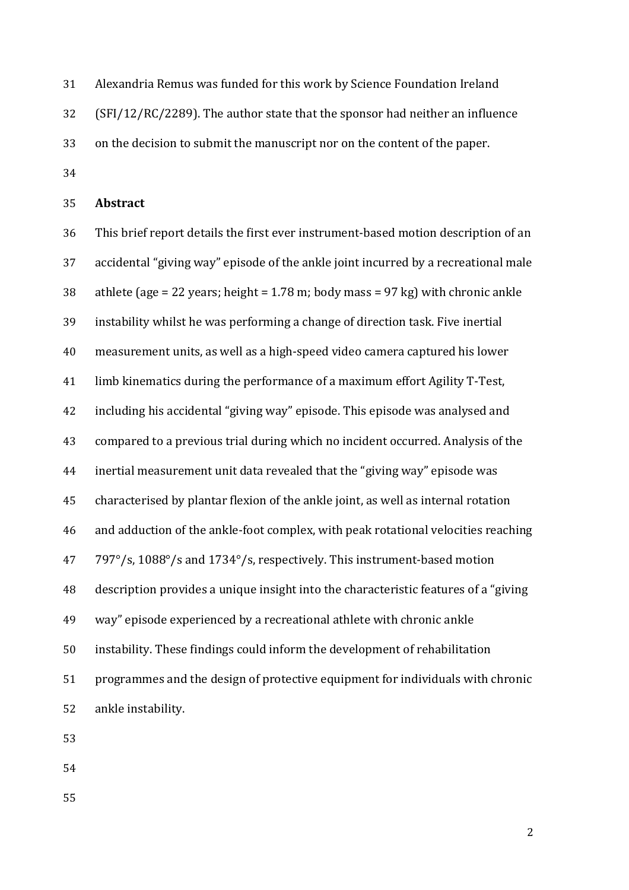Alexandria Remus was funded for this work by Science Foundation Ireland (SFI/12/RC/2289). The author state that the sponsor had neither an influence on the decision to submit the manuscript nor on the content of the paper.

## Abstract

This brief report details the first ever instrument-based motion description of an accidental "giving way" episode of the ankle joint incurred by a recreational male athlete (age = 22 years; height = 1.78 m; body mass = 97 kg) with chronic ankle instability whilst he was performing a change of direction task. Five inertial measurement units, as well as a high-speed video camera captured his lower limb kinematics during the performance of a maximum effort Agility T-Test, including his accidental "giving way" episode. This episode was analysed and compared to a previous trial during which no incident occurred. Analysis of the inertial measurement unit data revealed that the "giving way" episode was characterised by plantar flexion of the ankle joint, as well as internal rotation and adduction of the ankle-foot complex, with peak rotational velocities reaching 797°/s, 1088°/s and 1734°/s, respectively. This instrument-based motion description provides a unique insight into the characteristic features of a "giving way" episode experienced by a recreational athlete with chronic ankle instability. These findings could inform the development of rehabilitation programmes and the design of protective equipment for individuals with chronic ankle instability.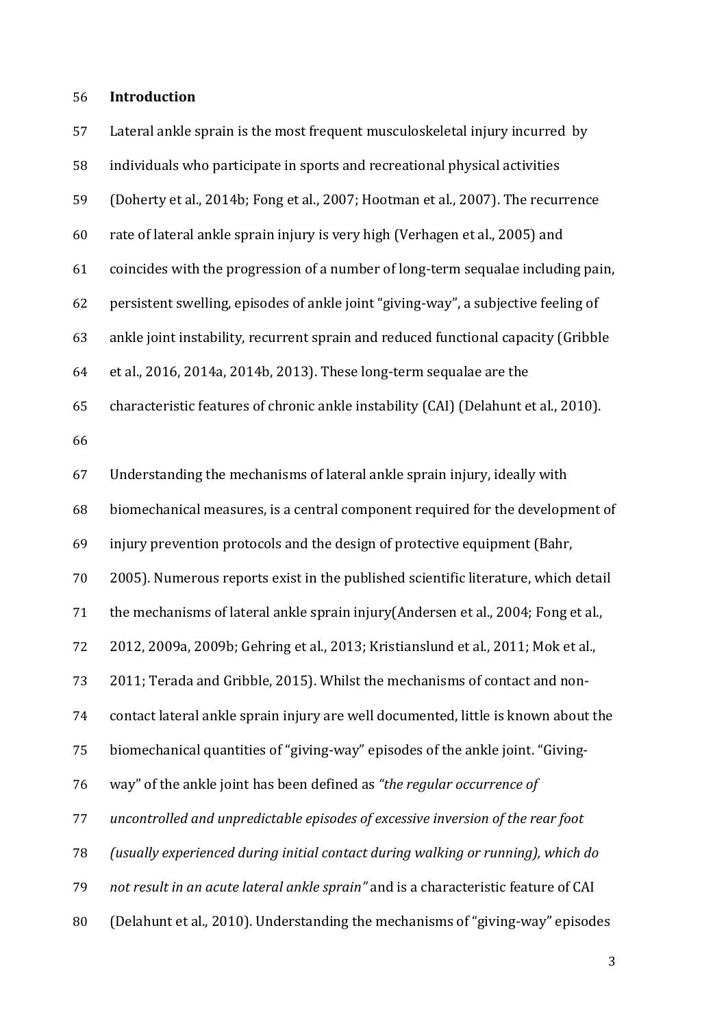## Introduction

Lateral ankle sprain is the most frequent musculoskeletal injury incurred by individuals who participate in sports and recreational physical activities (Doherty et al., 2014b; Fong et al., 2007; Hootman et al., 2007). The recurrence rate of lateral ankle sprain injury is very high (Verhagen et al., 2005) and coincides with the progression of a number of long-term sequalae including pain, persistent swelling, episodes of ankle joint "giving-way", a subjective feeling of ankle joint instability, recurrent sprain and reduced functional capacity (Gribble et al., 2016, 2014a, 2014b, 2013). These long-term sequalae are the characteristic features of chronic ankle instability (CAI) (Delahunt et al., 2010).

Understanding the mechanisms of lateral ankle sprain injury, ideally with biomechanical measures, is a central component required for the development of injury prevention protocols and the design of protective equipment (Bahr, 2005). Numerous reports exist in the published scientific literature, which detail the mechanisms of lateral ankle sprain injury(Andersen et al., 2004; Fong et al., 2012, 2009a, 2009b; Gehring et al., 2013; Kristianslund et al., 2011; Mok et al., 2011; Terada and Gribble, 2015). Whilst the mechanisms of contact and non-contact lateral ankle sprain injury are well documented, little is known about the biomechanical quantities of "giving-way" episodes of the ankle joint. "Giving-way" of the ankle joint has been defined as *"the regular occurrence of uncontrolled and unpredictable episodes of excessive inversion of the rear foot (usually experienced during initial contact during walking or running), which do not result in an acute lateral ankle sprain"* and is a characteristic feature of CAI (Delahunt et al., 2010). Understanding the mechanisms of "giving-way" episodes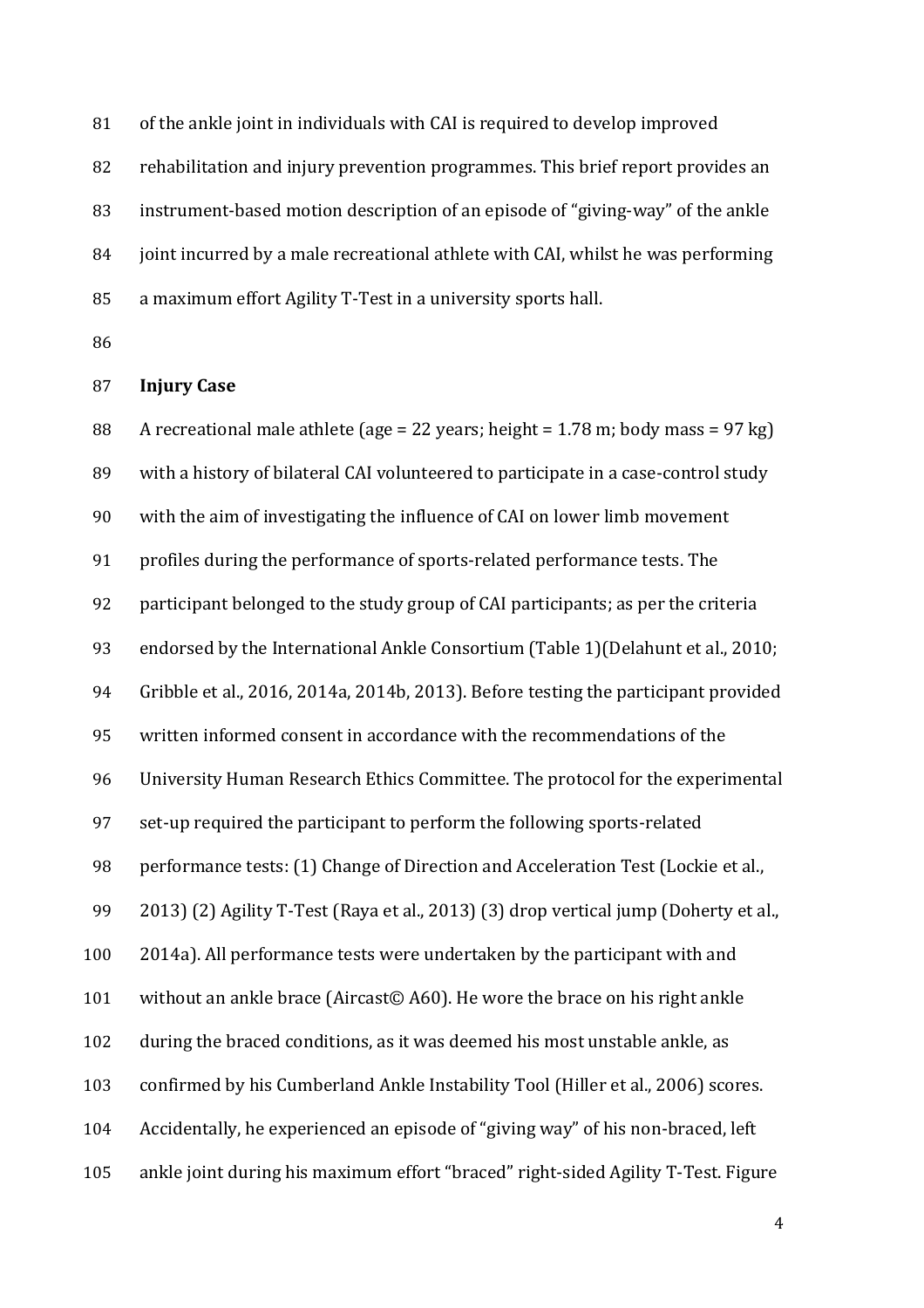of the ankle joint in individuals with CAI is required to develop improved rehabilitation and injury prevention programmes. This brief report provides an instrument-based motion description of an episode of "giving-way" of the ankle joint incurred by a male recreational athlete with CAI, whilst he was performing a maximum effort Agility T-Test in a university sports hall.

## Injury Case

A recreational male athlete (age = 22 years; height = 1.78 m; body mass = 97 kg) with a history of bilateral CAI volunteered to participate in a case-control study with the aim of investigating the influence of CAI on lower limb movement profiles during the performance of sports-related performance tests. The participant belonged to the study group of CAI participants; as per the criteria endorsed by the International Ankle Consortium (Table 1)(Delahunt et al., 2010; Gribble et al., 2016, 2014a, 2014b, 2013). Before testing the participant provided written informed consent in accordance with the recommendations of the University Human Research Ethics Committee. The protocol for the experimental set-up required the participant to perform the following sports-related performance tests: (1) Change of Direction and Acceleration Test (Lockie et al., 2013) (2) Agility T-Test (Raya et al., 2013) (3) drop vertical jump (Doherty et al., 2014a). All performance tests were undertaken by the participant with and without an ankle brace (Aircast© A60). He wore the brace on his right ankle during the braced conditions, as it was deemed his most unstable ankle, as confirmed by his Cumberland Ankle Instability Tool (Hiller et al., 2006) scores. Accidentally, he experienced an episode of "giving way" of his non-braced, left ankle joint during his maximum effort "braced" right-sided Agility T-Test. Figure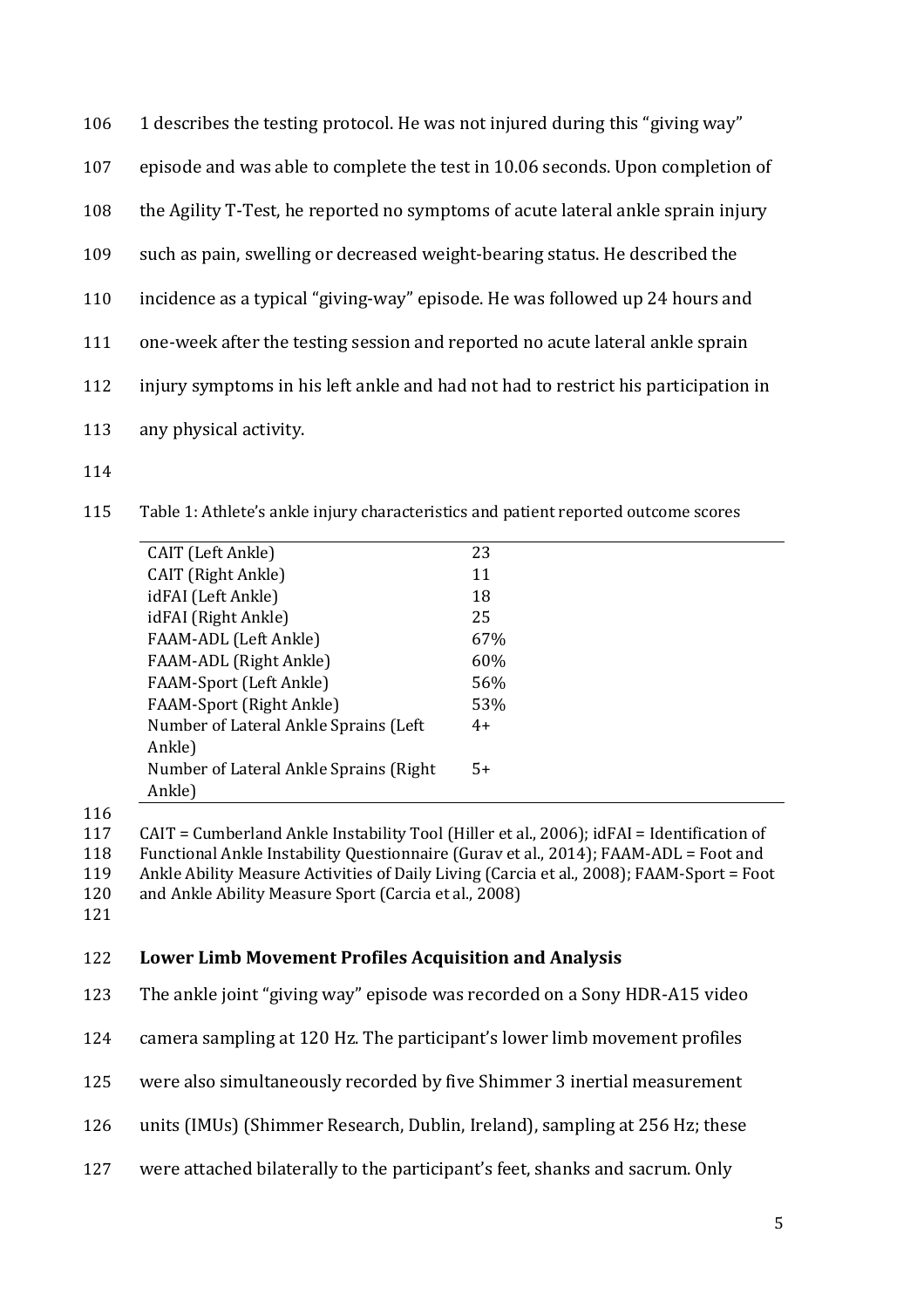1 describes the testing protocol. He was not injured during this "giving way" episode and was able to complete the test in 10.06 seconds. Upon completion of the Agility T-Test, he reported no symptoms of acute lateral ankle sprain injury such as pain, swelling or decreased weight-bearing status. He described the incidence as a typical "giving-way" episode. He was followed up 24 hours and one-week after the testing session and reported no acute lateral ankle sprain injury symptoms in his left ankle and had not had to restrict his participation in any physical activity.

Table 1: Athlete's ankle injury characteristics and patient reported outcome scores

| | |
|---|---|
| CAIT (Left Ankle) | 23 |
| CAIT (Right Ankle) | 11 |
| idFAI (Left Ankle) | 18 |
| idFAI (Right Ankle) | 25 |
| FAAM-ADL (Left Ankle) | 67% |
| FAAM-ADL (Right Ankle) | 60% |
| FAAM-Sport (Left Ankle) | 56% |
| FAAM-Sport (Right Ankle) | 53% |
| Number of Lateral Ankle Sprains (Left Ankle) | 4+ |
| Number of Lateral Ankle Sprains (Right Ankle) | 5+ |

CAIT = Cumberland Ankle Instability Tool (Hiller et al., 2006); idFAI = Identification of Functional Ankle Instability Questionnaire (Gurav et al., 2014); FAAM-ADL = Foot and Ankle Ability Measure Activities of Daily Living (Carcia et al., 2008); FAAM-Sport = Foot and Ankle Ability Measure Sport (Carcia et al., 2008)

## Lower Limb Movement Profiles Acquisition and Analysis

The ankle joint "giving way" episode was recorded on a Sony HDR-A15 video camera sampling at 120 Hz. The participant's lower limb movement profiles were also simultaneously recorded by five Shimmer 3 inertial measurement units (IMUs) (Shimmer Research, Dublin, Ireland), sampling at 256 Hz; these were attached bilaterally to the participant's feet, shanks and sacrum. Only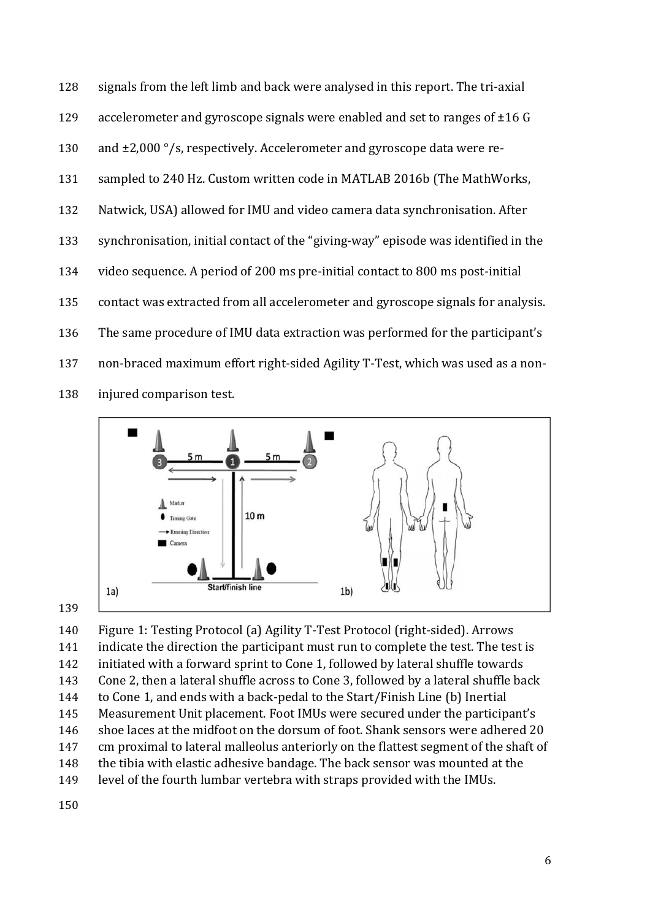signals from the left limb and back were analysed in this report. The tri-axial accelerometer and gyroscope signals were enabled and set to ranges of ±16 G and ±2,000 °/s, respectively. Accelerometer and gyroscope data were re-sampled to 240 Hz. Custom written code in MATLAB 2016b (The MathWorks, Natwick, USA) allowed for IMU and video camera data synchronisation. After synchronisation, initial contact of the "giving-way" episode was identified in the video sequence. A period of 200 ms pre-initial contact to 800 ms post-initial contact was extracted from all accelerometer and gyroscope signals for analysis. The same procedure of IMU data extraction was performed for the participant's non-braced maximum effort right-sided Agility T-Test, which was used as a non-injured comparison test.

Figure 1: Testing Protocol (a) Agility T-Test Protocol (right-sided). Arrows indicate the direction the participant must run to complete the test. The test is initiated with a forward sprint to Cone 1, followed by lateral shuffle towards Cone 2, then a lateral shuffle across to Cone 3, followed by a lateral shuffle back to Cone 1, and ends with a back-pedal to the Start/Finish Line (b) Inertial Measurement Unit placement. Foot IMUs were secured under the participant's shoe laces at the midfoot on the dorsum of foot. Shank sensors were adhered 20 cm proximal to lateral malleolus anteriorly on the flattest segment of the shaft of the tibia with elastic adhesive bandage. The back sensor was mounted at the level of the fourth lumbar vertebra with straps provided with the IMUs.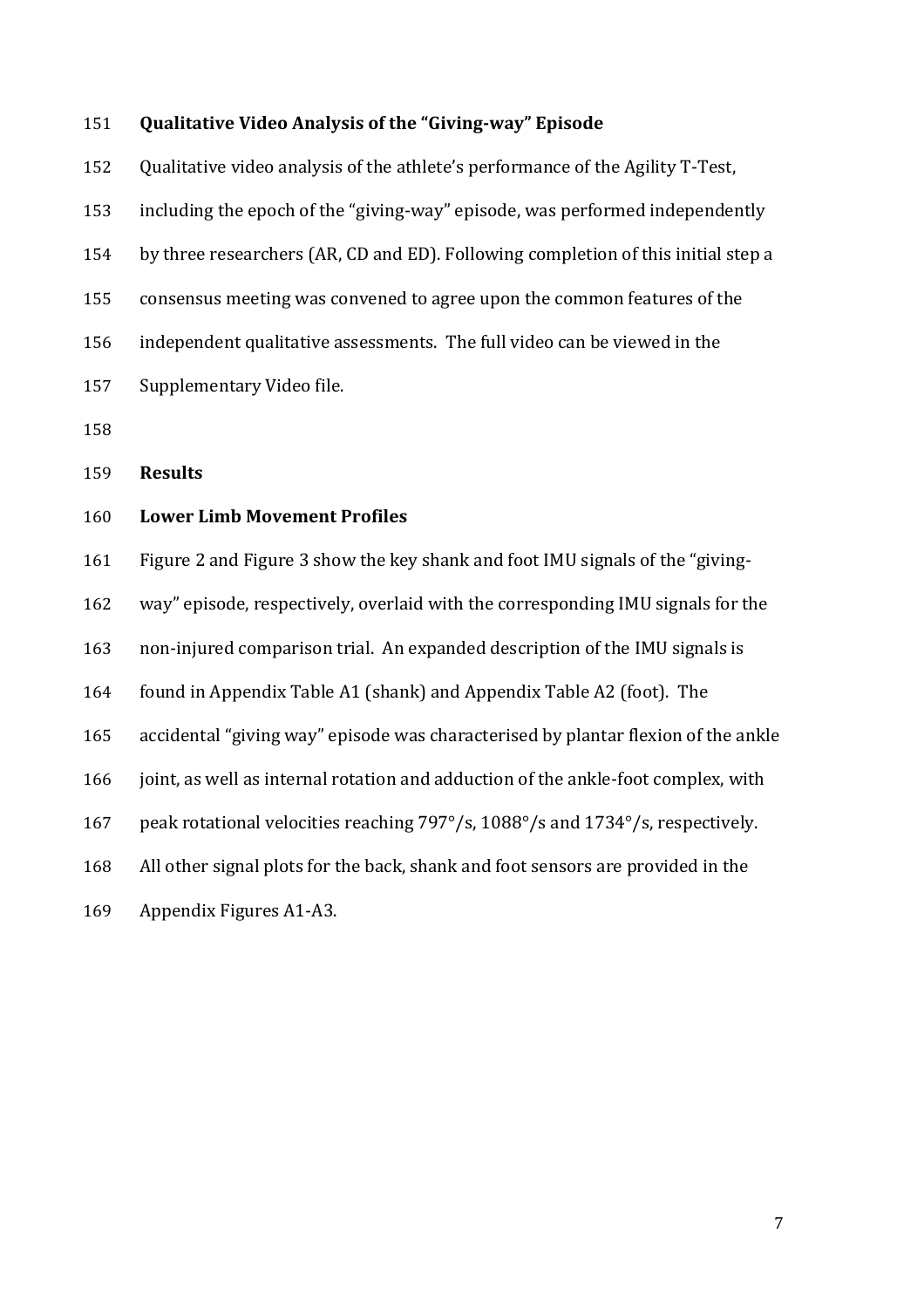### Qualitative Video Analysis of the "Giving-way" Episode

Qualitative video analysis of the athlete's performance of the Agility T-Test, including the epoch of the "giving-way" episode, was performed independently by three researchers (AR, CD and ED). Following completion of this initial step a consensus meeting was convened to agree upon the common features of the independent qualitative assessments. The full video can be viewed in the Supplementary Video file.

## Results

### Lower Limb Movement Profiles

Figure 2 and Figure 3 show the key shank and foot IMU signals of the "giving-way" episode, respectively, overlaid with the corresponding IMU signals for the non-injured comparison trial. An expanded description of the IMU signals is found in Appendix Table A1 (shank) and Appendix Table A2 (foot). The accidental "giving way" episode was characterised by plantar flexion of the ankle joint, as well as internal rotation and adduction of the ankle-foot complex, with peak rotational velocities reaching 797°/s, 1088°/s and 1734°/s, respectively. All other signal plots for the back, shank and foot sensors are provided in the Appendix Figures A1-A3.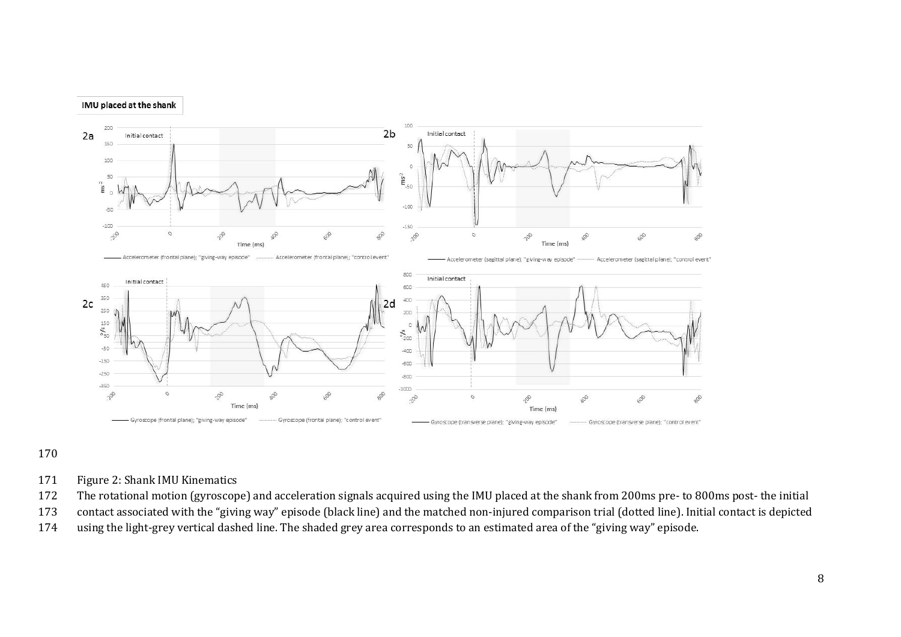Figure 2: Shank IMU Kinematics

The rotational motion (gyroscope) and acceleration signals acquired using the IMU placed at the shank from 200ms pre- to 800ms post- the initial contact associated with the "giving way" episode (black line) and the matched non-injured comparison trial (dotted line). Initial contact is depicted using the light-grey vertical dashed line. The shaded grey area corresponds to an estimated area of the "giving way" episode.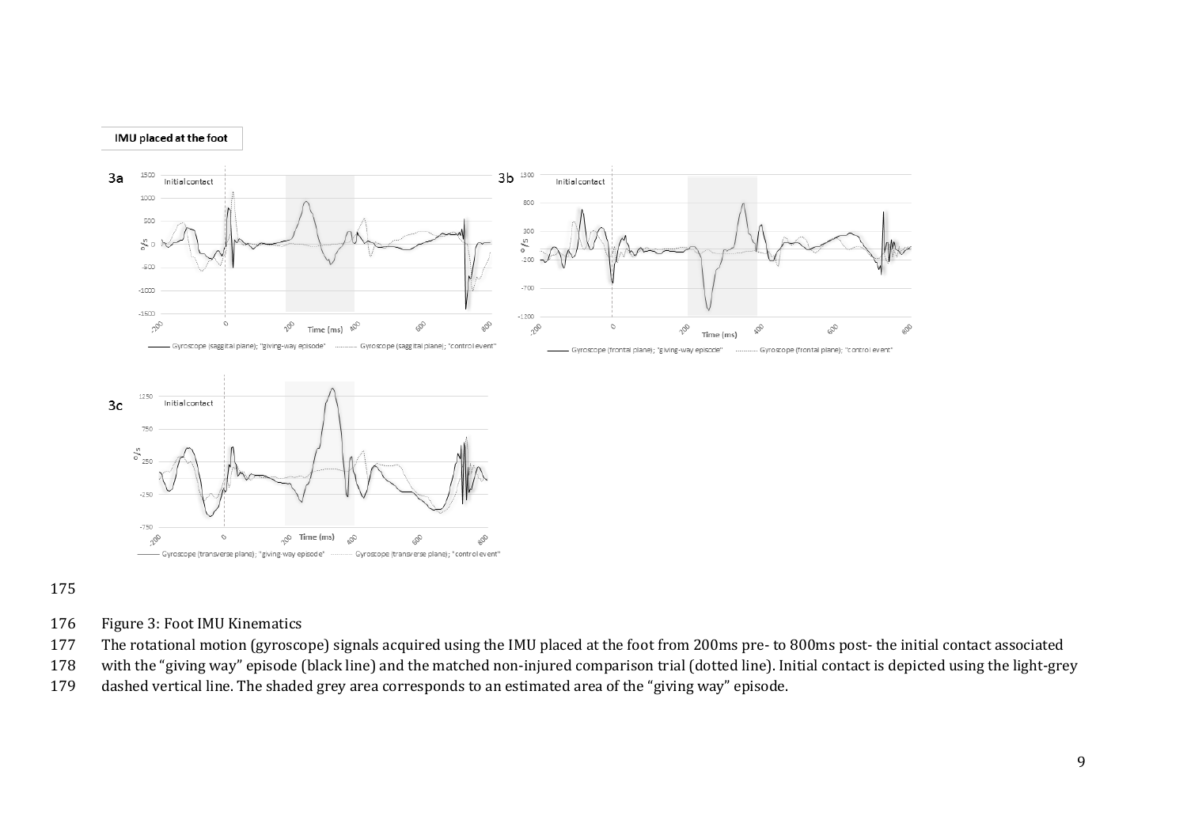Figure 3: Foot IMU Kinematics

The rotational motion (gyroscope) signals acquired using the IMU placed at the foot from 200ms pre- to 800ms post- the initial contact associated with the "giving way" episode (black line) and the matched non-injured comparison trial (dotted line). Initial contact is depicted using the light-grey dashed vertical line. The shaded grey area corresponds to an estimated area of the "giving way" episode.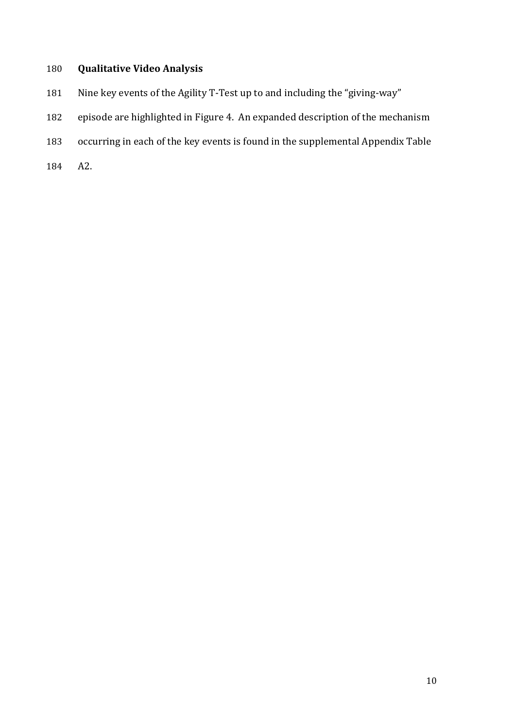## Qualitative Video Analysis

Nine key events of the Agility T-Test up to and including the "giving-way" episode are highlighted in Figure 4. An expanded description of the mechanism occurring in each of the key events is found in the supplemental Appendix Table A2.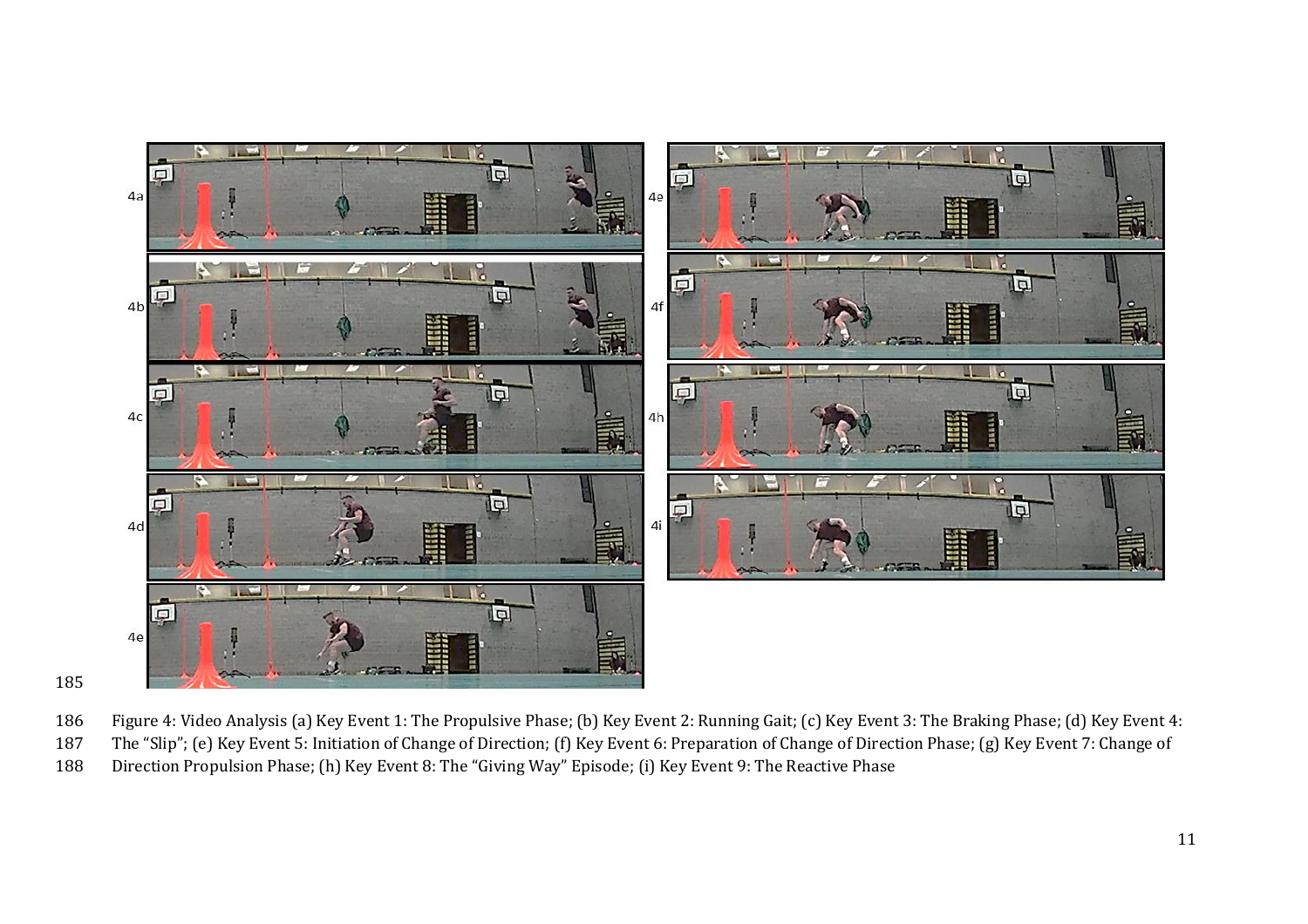Figure 4: Video Analysis (a) Key Event 1: The Propulsive Phase; (b) Key Event 2: Running Gait; (c) Key Event 3: The Braking Phase; (d) Key Event 4: The "Slip"; (e) Key Event 5: Initiation of Change of Direction; (f) Key Event 6: Preparation of Change of Direction Phase; (g) Key Event 7: Change of Direction Propulsion Phase; (h) Key Event 8: The "Giving Way" Episode; (i) Key Event 9: The Reactive Phase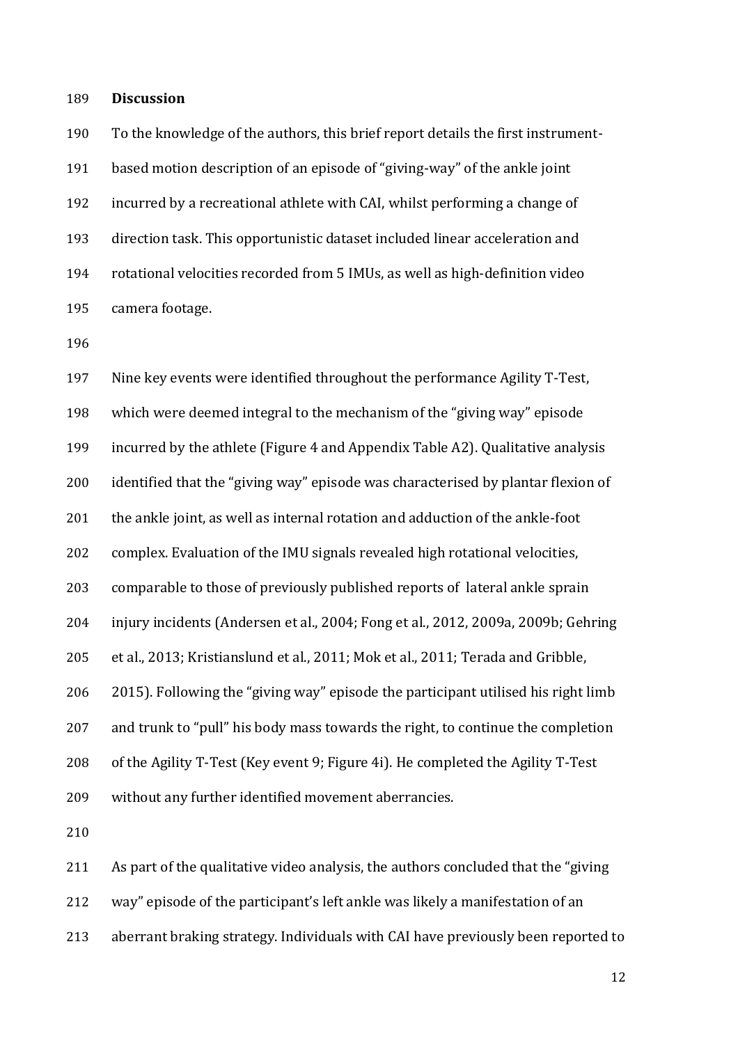## Discussion

To the knowledge of the authors, this brief report details the first instrument-based motion description of an episode of "giving-way" of the ankle joint incurred by a recreational athlete with CAI, whilst performing a change of direction task. This opportunistic dataset included linear acceleration and rotational velocities recorded from 5 IMUs, as well as high-definition video camera footage.

Nine key events were identified throughout the performance Agility T-Test, which were deemed integral to the mechanism of the "giving way" episode incurred by the athlete (Figure 4 and Appendix Table A2). Qualitative analysis identified that the "giving way" episode was characterised by plantar flexion of the ankle joint, as well as internal rotation and adduction of the ankle-foot complex. Evaluation of the IMU signals revealed high rotational velocities, comparable to those of previously published reports of lateral ankle sprain injury incidents (Andersen et al., 2004; Fong et al., 2012, 2009a, 2009b; Gehring et al., 2013; Kristianslund et al., 2011; Mok et al., 2011; Terada and Gribble, 2015). Following the "giving way" episode the participant utilised his right limb and trunk to "pull" his body mass towards the right, to continue the completion of the Agility T-Test (Key event 9; Figure 4i). He completed the Agility T-Test without any further identified movement aberrancies.

As part of the qualitative video analysis, the authors concluded that the "giving way" episode of the participant's left ankle was likely a manifestation of an aberrant braking strategy. Individuals with CAI have previously been reported to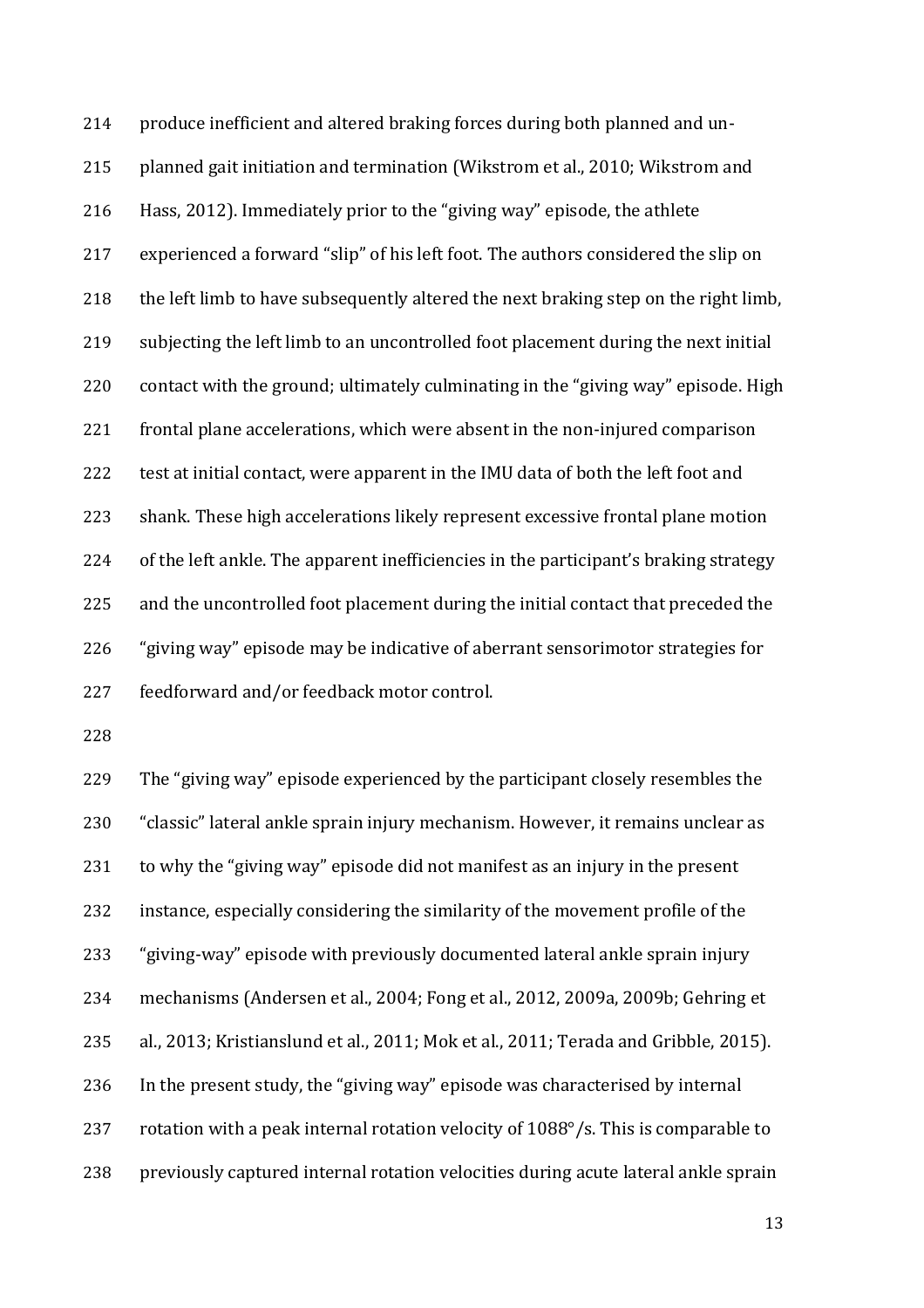produce inefficient and altered braking forces during both planned and un-planned gait initiation and termination (Wikstrom et al., 2010; Wikstrom and Hass, 2012). Immediately prior to the "giving way" episode, the athlete experienced a forward "slip" of his left foot. The authors considered the slip on the left limb to have subsequently altered the next braking step on the right limb, subjecting the left limb to an uncontrolled foot placement during the next initial contact with the ground; ultimately culminating in the "giving way" episode. High frontal plane accelerations, which were absent in the non-injured comparison test at initial contact, were apparent in the IMU data of both the left foot and shank. These high accelerations likely represent excessive frontal plane motion of the left ankle. The apparent inefficiencies in the participant's braking strategy and the uncontrolled foot placement during the initial contact that preceded the "giving way" episode may be indicative of aberrant sensorimotor strategies for feedforward and/or feedback motor control.

The "giving way" episode experienced by the participant closely resembles the "classic" lateral ankle sprain injury mechanism. However, it remains unclear as to why the "giving way" episode did not manifest as an injury in the present instance, especially considering the similarity of the movement profile of the "giving-way" episode with previously documented lateral ankle sprain injury mechanisms (Andersen et al., 2004; Fong et al., 2012, 2009a, 2009b; Gehring et al., 2013; Kristianslund et al., 2011; Mok et al., 2011; Terada and Gribble, 2015). In the present study, the "giving way" episode was characterised by internal rotation with a peak internal rotation velocity of 1088°/s. This is comparable to previously captured internal rotation velocities during acute lateral ankle sprain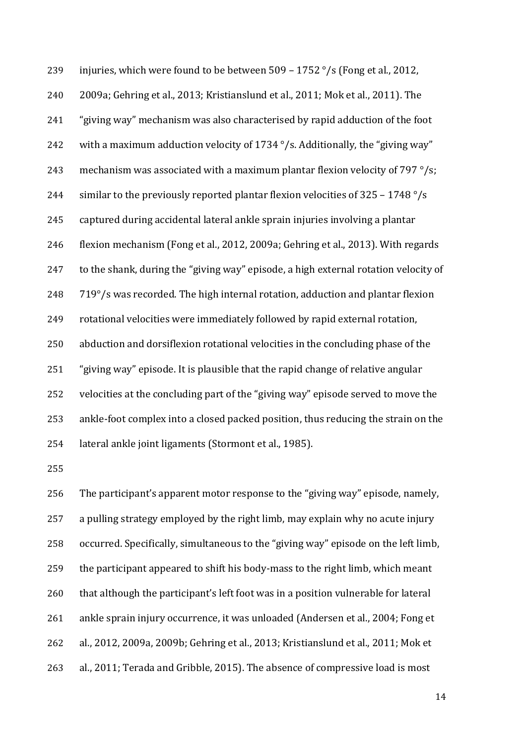injuries, which were found to be between 509 – 1752 °/s (Fong et al., 2012, 2009a; Gehring et al., 2013; Kristianslund et al., 2011; Mok et al., 2011). The "giving way" mechanism was also characterised by rapid adduction of the foot with a maximum adduction velocity of 1734 °/s. Additionally, the "giving way" mechanism was associated with a maximum plantar flexion velocity of 797 °/s; similar to the previously reported plantar flexion velocities of 325 – 1748 °/s captured during accidental lateral ankle sprain injuries involving a plantar flexion mechanism (Fong et al., 2012, 2009a; Gehring et al., 2013). With regards to the shank, during the "giving way" episode, a high external rotation velocity of 719°/s was recorded. The high internal rotation, adduction and plantar flexion rotational velocities were immediately followed by rapid external rotation, abduction and dorsiflexion rotational velocities in the concluding phase of the "giving way" episode. It is plausible that the rapid change of relative angular velocities at the concluding part of the "giving way" episode served to move the ankle-foot complex into a closed packed position, thus reducing the strain on the lateral ankle joint ligaments (Stormont et al., 1985).

The participant's apparent motor response to the "giving way" episode, namely, a pulling strategy employed by the right limb, may explain why no acute injury occurred. Specifically, simultaneous to the "giving way" episode on the left limb, the participant appeared to shift his body-mass to the right limb, which meant that although the participant's left foot was in a position vulnerable for lateral ankle sprain injury occurrence, it was unloaded (Andersen et al., 2004; Fong et al., 2012, 2009a, 2009b; Gehring et al., 2013; Kristianslund et al., 2011; Mok et al., 2011; Terada and Gribble, 2015). The absence of compressive load is most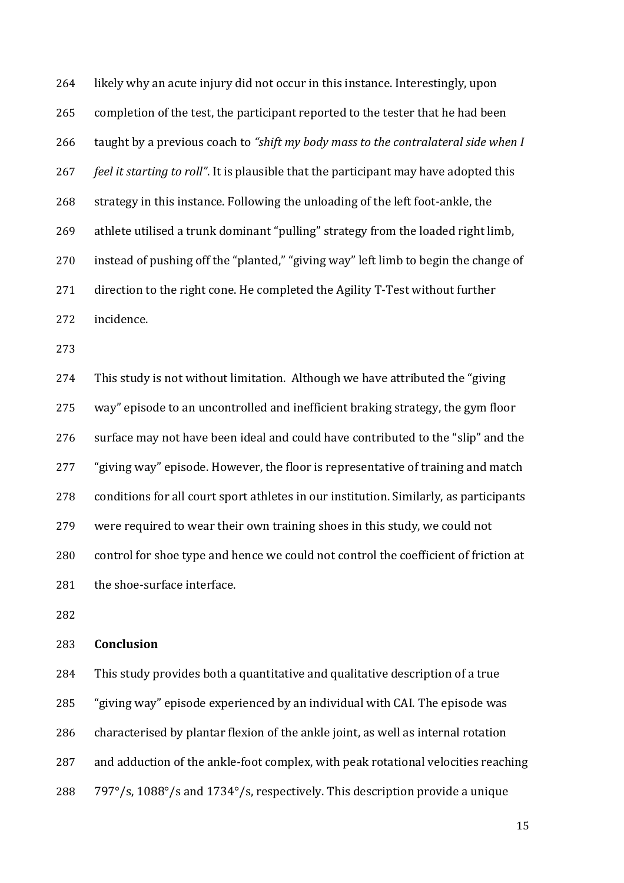likely why an acute injury did not occur in this instance. Interestingly, upon completion of the test, the participant reported to the tester that he had been taught by a previous coach to *"shift my body mass to the contralateral side when I feel it starting to roll"*. It is plausible that the participant may have adopted this strategy in this instance. Following the unloading of the left foot-ankle, the athlete utilised a trunk dominant "pulling" strategy from the loaded right limb, instead of pushing off the "planted," "giving way" left limb to begin the change of direction to the right cone. He completed the Agility T-Test without further incidence.

This study is not without limitation. Although we have attributed the "giving way" episode to an uncontrolled and inefficient braking strategy, the gym floor surface may not have been ideal and could have contributed to the "slip" and the "giving way" episode. However, the floor is representative of training and match conditions for all court sport athletes in our institution. Similarly, as participants were required to wear their own training shoes in this study, we could not control for shoe type and hence we could not control the coefficient of friction at the shoe-surface interface.

**Conclusion**

This study provides both a quantitative and qualitative description of a true "giving way" episode experienced by an individual with CAI. The episode was characterised by plantar flexion of the ankle joint, as well as internal rotation and adduction of the ankle-foot complex, with peak rotational velocities reaching 797°/s, 1088°/s and 1734°/s, respectively. This description provide a unique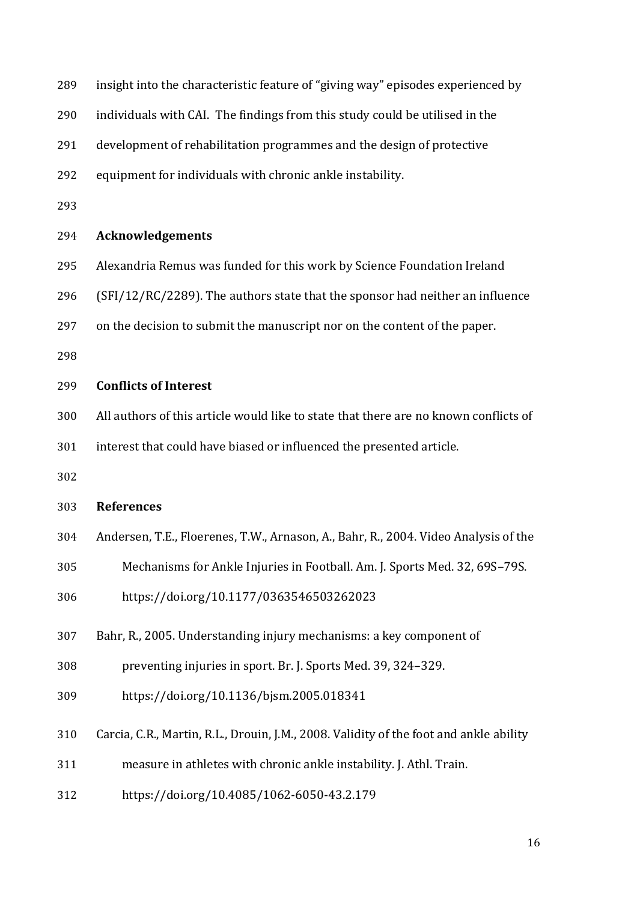insight into the characteristic feature of "giving way" episodes experienced by individuals with CAI. The findings from this study could be utilised in the development of rehabilitation programmes and the design of protective equipment for individuals with chronic ankle instability.

## Acknowledgements

Alexandria Remus was funded for this work by Science Foundation Ireland (SFI/12/RC/2289). The authors state that the sponsor had neither an influence on the decision to submit the manuscript nor on the content of the paper.

## Conflicts of Interest

All authors of this article would like to state that there are no known conflicts of interest that could have biased or influenced the presented article.

## References

Andersen, T.E., Floerenes, T.W., Arnason, A., Bahr, R., 2004. Video Analysis of the Mechanisms for Ankle Injuries in Football. Am. J. Sports Med. 32, 69S–79S. https://doi.org/10.1177/0363546503262023

Bahr, R., 2005. Understanding injury mechanisms: a key component of preventing injuries in sport. Br. J. Sports Med. 39, 324–329. https://doi.org/10.1136/bjsm.2005.018341

Carcia, C.R., Martin, R.L., Drouin, J.M., 2008. Validity of the foot and ankle ability measure in athletes with chronic ankle instability. J. Athl. Train. https://doi.org/10.4085/1062-6050-43.2.179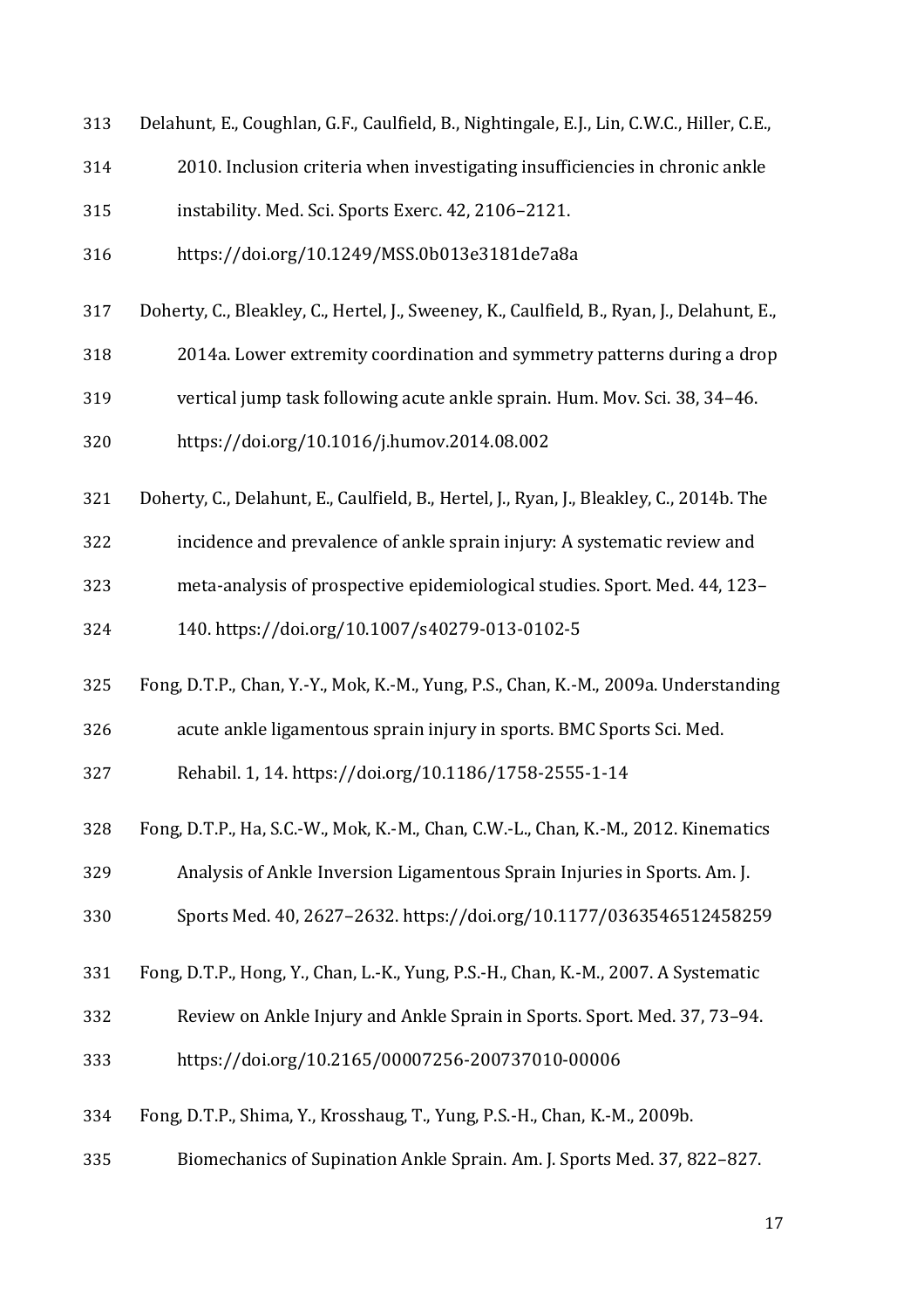Delahunt, E., Coughlan, G.F., Caulfield, B., Nightingale, E.J., Lin, C.W.C., Hiller, C.E., 2010. Inclusion criteria when investigating insufficiencies in chronic ankle instability. Med. Sci. Sports Exerc. 42, 2106–2121. https://doi.org/10.1249/MSS.0b013e3181de7a8a

Doherty, C., Bleakley, C., Hertel, J., Sweeney, K., Caulfield, B., Ryan, J., Delahunt, E., 2014a. Lower extremity coordination and symmetry patterns during a drop vertical jump task following acute ankle sprain. Hum. Mov. Sci. 38, 34–46. https://doi.org/10.1016/j.humov.2014.08.002

Doherty, C., Delahunt, E., Caulfield, B., Hertel, J., Ryan, J., Bleakley, C., 2014b. The incidence and prevalence of ankle sprain injury: A systematic review and meta-analysis of prospective epidemiological studies. Sport. Med. 44, 123–140. https://doi.org/10.1007/s40279-013-0102-5

Fong, D.T.P., Chan, Y.-Y., Mok, K.-M., Yung, P.S., Chan, K.-M., 2009a. Understanding acute ankle ligamentous sprain injury in sports. BMC Sports Sci. Med. Rehabil. 1, 14. https://doi.org/10.1186/1758-2555-1-14

Fong, D.T.P., Ha, S.C.-W., Mok, K.-M., Chan, C.W.-L., Chan, K.-M., 2012. Kinematics Analysis of Ankle Inversion Ligamentous Sprain Injuries in Sports. Am. J. Sports Med. 40, 2627–2632. https://doi.org/10.1177/0363546512458259

Fong, D.T.P., Hong, Y., Chan, L.-K., Yung, P.S.-H., Chan, K.-M., 2007. A Systematic Review on Ankle Injury and Ankle Sprain in Sports. Sport. Med. 37, 73–94. https://doi.org/10.2165/00007256-200737010-00006

Fong, D.T.P., Shima, Y., Krosshaug, T., Yung, P.S.-H., Chan, K.-M., 2009b. Biomechanics of Supination Ankle Sprain. Am. J. Sports Med. 37, 822–827.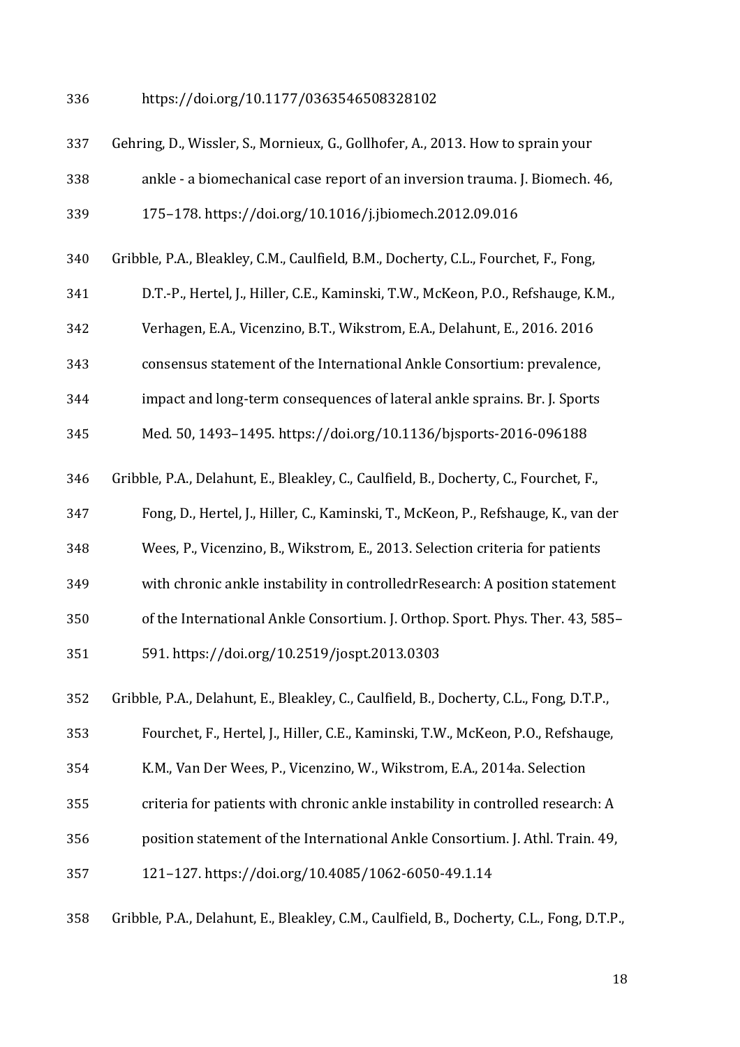https://doi.org/10.1177/0363546508328102

Gehring, D., Wissler, S., Mornieux, G., Gollhofer, A., 2013. How to sprain your ankle - a biomechanical case report of an inversion trauma. J. Biomech. 46, 175–178. https://doi.org/10.1016/j.jbiomech.2012.09.016

Gribble, P.A., Bleakley, C.M., Caulfield, B.M., Docherty, C.L., Fourchet, F., Fong, D.T.-P., Hertel, J., Hiller, C.E., Kaminski, T.W., McKeon, P.O., Refshauge, K.M., Verhagen, E.A., Vicenzino, B.T., Wikstrom, E.A., Delahunt, E., 2016. 2016 consensus statement of the International Ankle Consortium: prevalence, impact and long-term consequences of lateral ankle sprains. Br. J. Sports Med. 50, 1493–1495. https://doi.org/10.1136/bjsports-2016-096188

Gribble, P.A., Delahunt, E., Bleakley, C., Caulfield, B., Docherty, C., Fourchet, F., Fong, D., Hertel, J., Hiller, C., Kaminski, T., McKeon, P., Refshauge, K., van der Wees, P., Vicenzino, B., Wikstrom, E., 2013. Selection criteria for patients with chronic ankle instability in controlledrResearch: A position statement of the International Ankle Consortium. J. Orthop. Sport. Phys. Ther. 43, 585–591. https://doi.org/10.2519/jospt.2013.0303

Gribble, P.A., Delahunt, E., Bleakley, C., Caulfield, B., Docherty, C.L., Fong, D.T.P., Fourchet, F., Hertel, J., Hiller, C.E., Kaminski, T.W., McKeon, P.O., Refshauge, K.M., Van Der Wees, P., Vicenzino, W., Wikstrom, E.A., 2014a. Selection criteria for patients with chronic ankle instability in controlled research: A position statement of the International Ankle Consortium. J. Athl. Train. 49, 121–127. https://doi.org/10.4085/1062-6050-49.1.14

Gribble, P.A., Delahunt, E., Bleakley, C.M., Caulfield, B., Docherty, C.L., Fong, D.T.P.,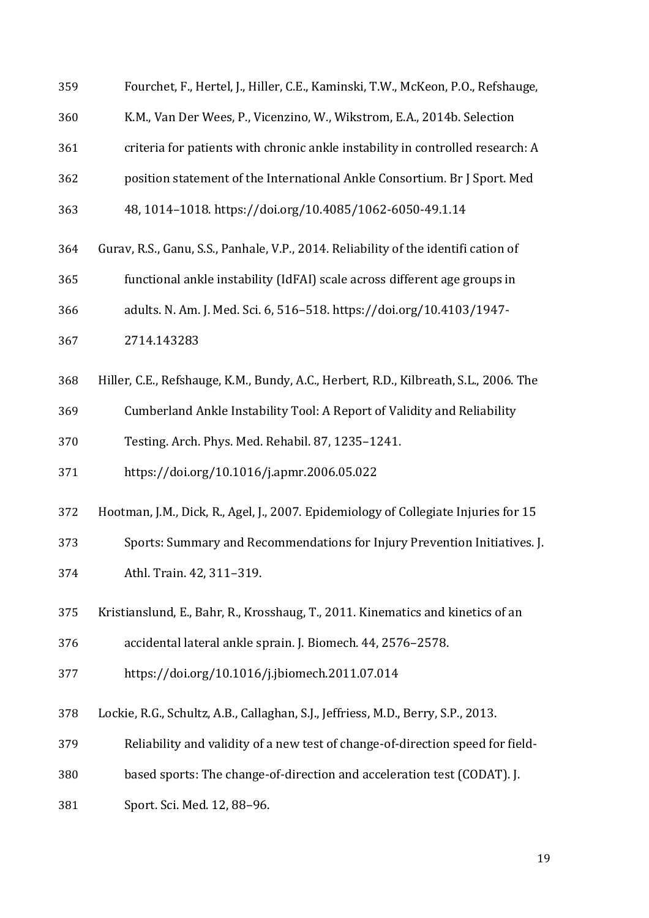Fourchet, F., Hertel, J., Hiller, C.E., Kaminski, T.W., McKeon, P.O., Refshauge, K.M., Van Der Wees, P., Vicenzino, W., Wikstrom, E.A., 2014b. Selection criteria for patients with chronic ankle instability in controlled research: A position statement of the International Ankle Consortium. Br J Sport. Med 48, 1014–1018. https://doi.org/10.4085/1062-6050-49.1.14

Gurav, R.S., Ganu, S.S., Panhale, V.P., 2014. Reliability of the identifi cation of functional ankle instability (IdFAI) scale across different age groups in adults. N. Am. J. Med. Sci. 6, 516–518. https://doi.org/10.4103/1947-2714.143283

Hiller, C.E., Refshauge, K.M., Bundy, A.C., Herbert, R.D., Kilbreath, S.L., 2006. The Cumberland Ankle Instability Tool: A Report of Validity and Reliability Testing. Arch. Phys. Med. Rehabil. 87, 1235–1241. https://doi.org/10.1016/j.apmr.2006.05.022

Hootman, J.M., Dick, R., Agel, J., 2007. Epidemiology of Collegiate Injuries for 15 Sports: Summary and Recommendations for Injury Prevention Initiatives. J. Athl. Train. 42, 311–319.

Kristianslund, E., Bahr, R., Krosshaug, T., 2011. Kinematics and kinetics of an accidental lateral ankle sprain. J. Biomech. 44, 2576–2578. https://doi.org/10.1016/j.jbiomech.2011.07.014

Lockie, R.G., Schultz, A.B., Callaghan, S.J., Jeffriess, M.D., Berry, S.P., 2013. Reliability and validity of a new test of change-of-direction speed for field-based sports: The change-of-direction and acceleration test (CODAT). J. Sport. Sci. Med. 12, 88–96.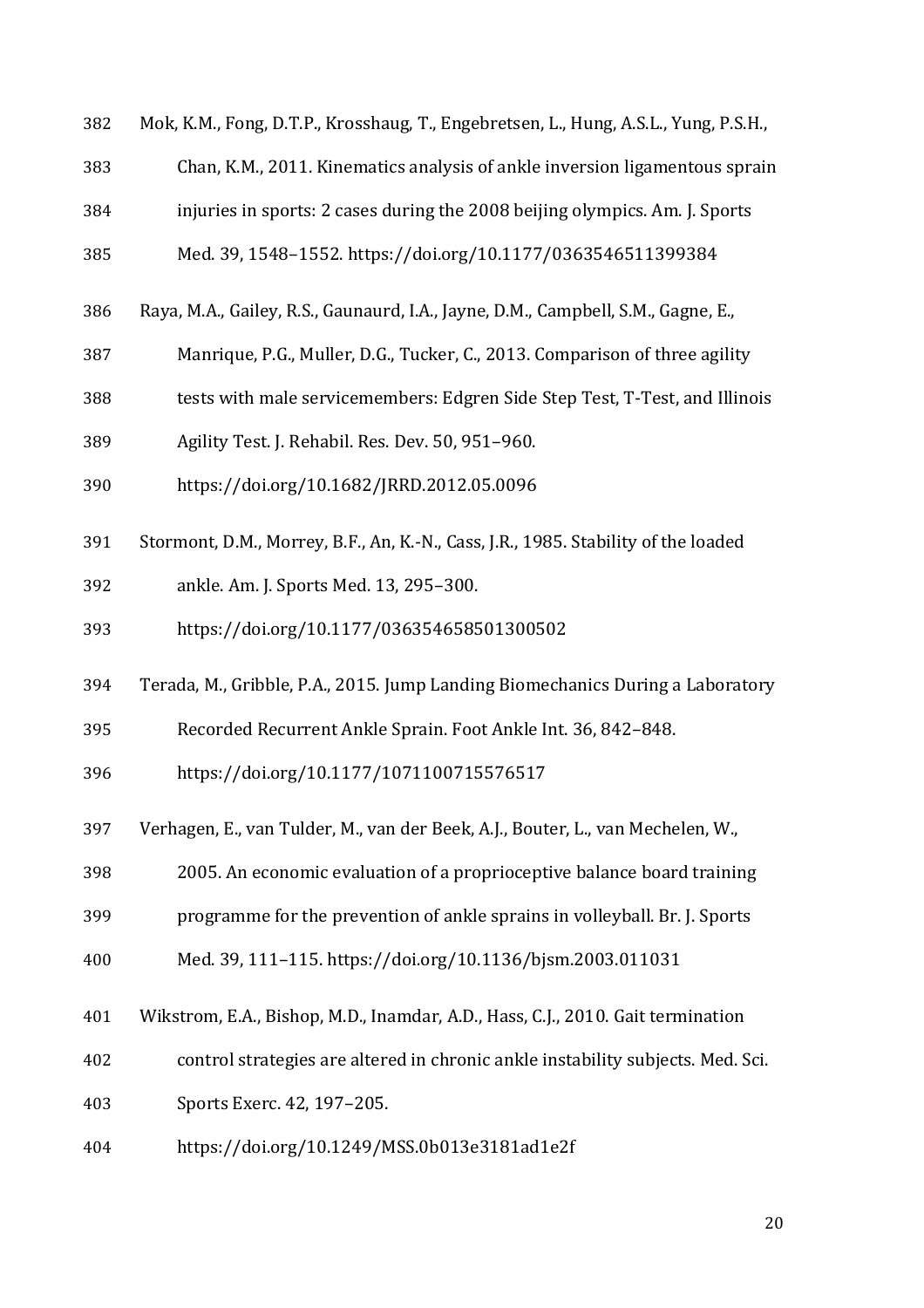Mok, K.M., Fong, D.T.P., Krosshaug, T., Engebretsen, L., Hung, A.S.L., Yung, P.S.H., Chan, K.M., 2011. Kinematics analysis of ankle inversion ligamentous sprain injuries in sports: 2 cases during the 2008 beijing olympics. Am. J. Sports Med. 39, 1548–1552. https://doi.org/10.1177/0363546511399384

Raya, M.A., Gailey, R.S., Gaunaurd, I.A., Jayne, D.M., Campbell, S.M., Gagne, E., Manrique, P.G., Muller, D.G., Tucker, C., 2013. Comparison of three agility tests with male servicemembers: Edgren Side Step Test, T-Test, and Illinois Agility Test. J. Rehabil. Res. Dev. 50, 951–960. https://doi.org/10.1682/JRRD.2012.05.0096

Stormont, D.M., Morrey, B.F., An, K.-N., Cass, J.R., 1985. Stability of the loaded ankle. Am. J. Sports Med. 13, 295–300. https://doi.org/10.1177/036354658501300502

Terada, M., Gribble, P.A., 2015. Jump Landing Biomechanics During a Laboratory Recorded Recurrent Ankle Sprain. Foot Ankle Int. 36, 842–848. https://doi.org/10.1177/1071100715576517

Verhagen, E., van Tulder, M., van der Beek, A.J., Bouter, L., van Mechelen, W., 2005. An economic evaluation of a proprioceptive balance board training programme for the prevention of ankle sprains in volleyball. Br. J. Sports Med. 39, 111–115. https://doi.org/10.1136/bjsm.2003.011031

Wikstrom, E.A., Bishop, M.D., Inamdar, A.D., Hass, C.J., 2010. Gait termination control strategies are altered in chronic ankle instability subjects. Med. Sci. Sports Exerc. 42, 197–205. https://doi.org/10.1249/MSS.0b013e3181ad1e2f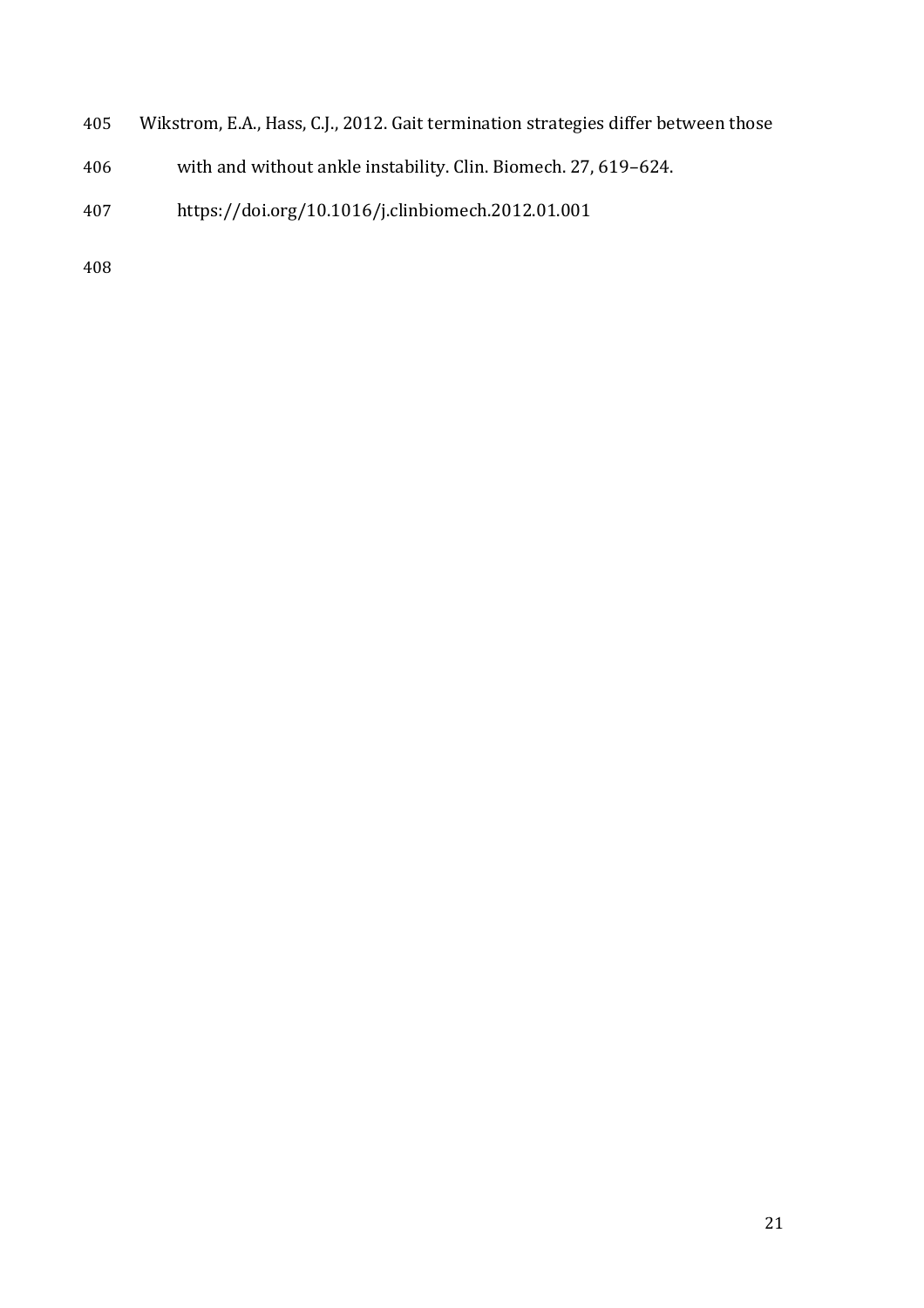Wikstrom, E.A., Hass, C.J., 2012. Gait termination strategies differ between those with and without ankle instability. Clin. Biomech. 27, 619–624. https://doi.org/10.1016/j.clinbiomech.2012.01.001